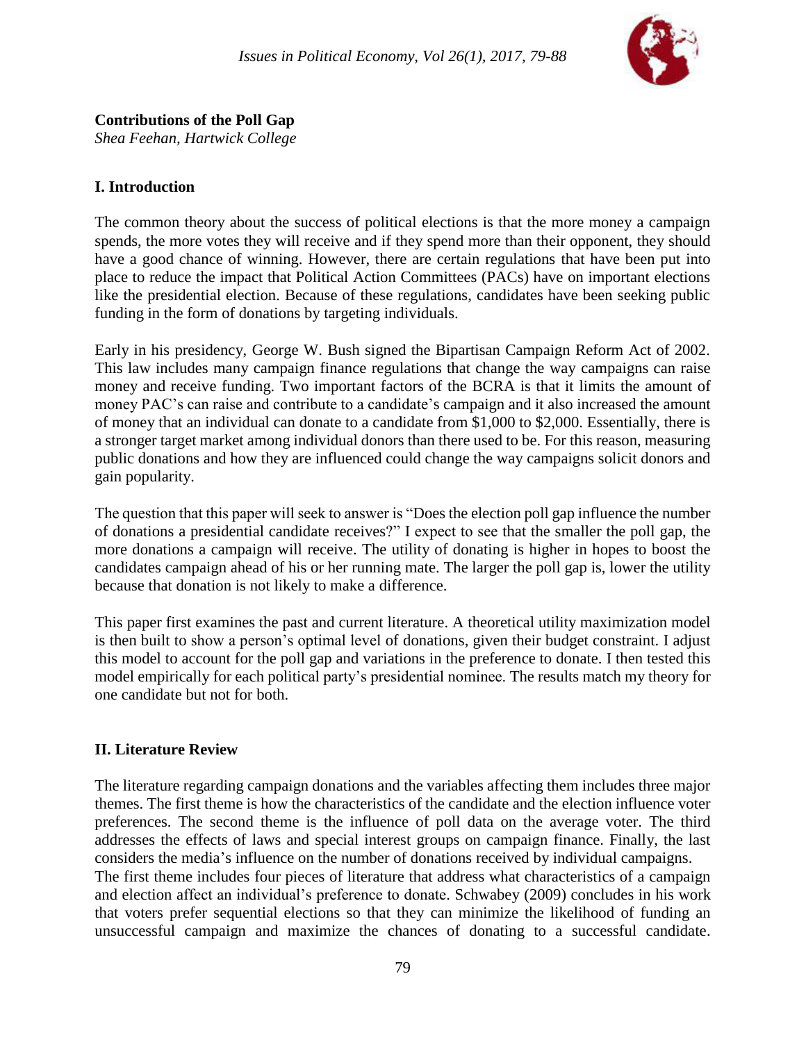**Contributions of the Poll Gap**
*Shea Feehan, Hartwick College*

## I. Introduction

The common theory about the success of political elections is that the more money a campaign spends, the more votes they will receive and if they spend more than their opponent, they should have a good chance of winning. However, there are certain regulations that have been put into place to reduce the impact that Political Action Committees (PACs) have on important elections like the presidential election. Because of these regulations, candidates have been seeking public funding in the form of donations by targeting individuals.

Early in his presidency, George W. Bush signed the Bipartisan Campaign Reform Act of 2002. This law includes many campaign finance regulations that change the way campaigns can raise money and receive funding. Two important factors of the BCRA is that it limits the amount of money PAC's can raise and contribute to a candidate's campaign and it also increased the amount of money that an individual can donate to a candidate from $1,000 to $2,000. Essentially, there is a stronger target market among individual donors than there used to be. For this reason, measuring public donations and how they are influenced could change the way campaigns solicit donors and gain popularity.

The question that this paper will seek to answer is "Does the election poll gap influence the number of donations a presidential candidate receives?" I expect to see that the smaller the poll gap, the more donations a campaign will receive. The utility of donating is higher in hopes to boost the candidates campaign ahead of his or her running mate. The larger the poll gap is, lower the utility because that donation is not likely to make a difference.

This paper first examines the past and current literature. A theoretical utility maximization model is then built to show a person's optimal level of donations, given their budget constraint. I adjust this model to account for the poll gap and variations in the preference to donate. I then tested this model empirically for each political party's presidential nominee. The results match my theory for one candidate but not for both.

## II. Literature Review

The literature regarding campaign donations and the variables affecting them includes three major themes. The first theme is how the characteristics of the candidate and the election influence voter preferences. The second theme is the influence of poll data on the average voter. The third addresses the effects of laws and special interest groups on campaign finance. Finally, the last considers the media's influence on the number of donations received by individual campaigns.

The first theme includes four pieces of literature that address what characteristics of a campaign and election affect an individual's preference to donate. Schwabey (2009) concludes in his work that voters prefer sequential elections so that they can minimize the likelihood of funding an unsuccessful campaign and maximize the chances of donating to a successful candidate.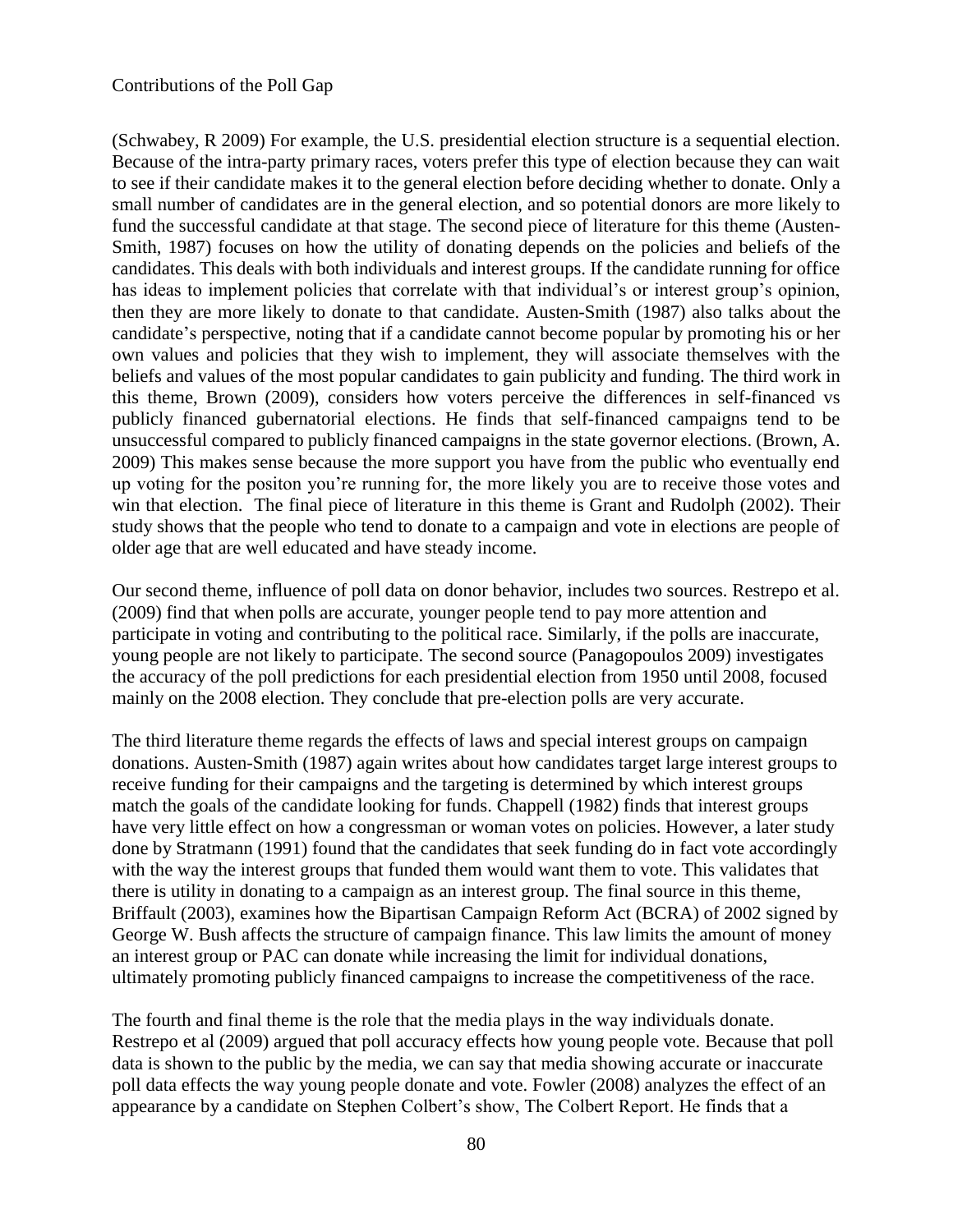(Schwabey, R 2009) For example, the U.S. presidential election structure is a sequential election. Because of the intra-party primary races, voters prefer this type of election because they can wait to see if their candidate makes it to the general election before deciding whether to donate. Only a small number of candidates are in the general election, and so potential donors are more likely to fund the successful candidate at that stage. The second piece of literature for this theme (Austen-Smith, 1987) focuses on how the utility of donating depends on the policies and beliefs of the candidates. This deals with both individuals and interest groups. If the candidate running for office has ideas to implement policies that correlate with that individual's or interest group's opinion, then they are more likely to donate to that candidate. Austen-Smith (1987) also talks about the candidate's perspective, noting that if a candidate cannot become popular by promoting his or her own values and policies that they wish to implement, they will associate themselves with the beliefs and values of the most popular candidates to gain publicity and funding. The third work in this theme, Brown (2009), considers how voters perceive the differences in self-financed vs publicly financed gubernatorial elections. He finds that self-financed campaigns tend to be unsuccessful compared to publicly financed campaigns in the state governor elections. (Brown, A. 2009) This makes sense because the more support you have from the public who eventually end up voting for the positon you're running for, the more likely you are to receive those votes and win that election. The final piece of literature in this theme is Grant and Rudolph (2002). Their study shows that the people who tend to donate to a campaign and vote in elections are people of older age that are well educated and have steady income.

Our second theme, influence of poll data on donor behavior, includes two sources. Restrepo et al. (2009) find that when polls are accurate, younger people tend to pay more attention and participate in voting and contributing to the political race. Similarly, if the polls are inaccurate, young people are not likely to participate. The second source (Panagopoulos 2009) investigates the accuracy of the poll predictions for each presidential election from 1950 until 2008, focused mainly on the 2008 election. They conclude that pre-election polls are very accurate.

The third literature theme regards the effects of laws and special interest groups on campaign donations. Austen-Smith (1987) again writes about how candidates target large interest groups to receive funding for their campaigns and the targeting is determined by which interest groups match the goals of the candidate looking for funds. Chappell (1982) finds that interest groups have very little effect on how a congressman or woman votes on policies. However, a later study done by Stratmann (1991) found that the candidates that seek funding do in fact vote accordingly with the way the interest groups that funded them would want them to vote. This validates that there is utility in donating to a campaign as an interest group. The final source in this theme, Briffault (2003), examines how the Bipartisan Campaign Reform Act (BCRA) of 2002 signed by George W. Bush affects the structure of campaign finance. This law limits the amount of money an interest group or PAC can donate while increasing the limit for individual donations, ultimately promoting publicly financed campaigns to increase the competitiveness of the race.

The fourth and final theme is the role that the media plays in the way individuals donate. Restrepo et al (2009) argued that poll accuracy effects how young people vote. Because that poll data is shown to the public by the media, we can say that media showing accurate or inaccurate poll data effects the way young people donate and vote. Fowler (2008) analyzes the effect of an appearance by a candidate on Stephen Colbert's show, The Colbert Report. He finds that a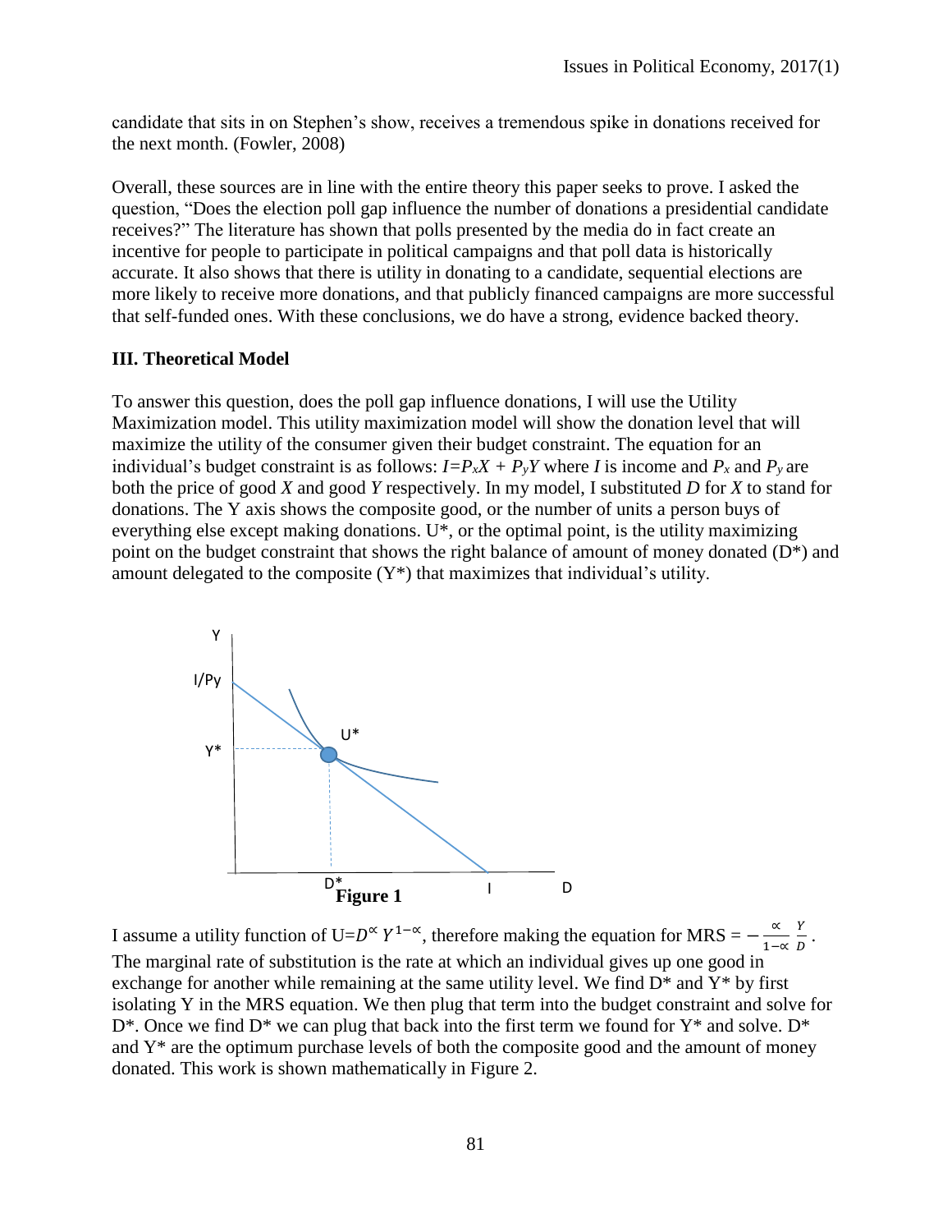candidate that sits in on Stephen's show, receives a tremendous spike in donations received for the next month. (Fowler, 2008)

Overall, these sources are in line with the entire theory this paper seeks to prove. I asked the question, "Does the election poll gap influence the number of donations a presidential candidate receives?" The literature has shown that polls presented by the media do in fact create an incentive for people to participate in political campaigns and that poll data is historically accurate. It also shows that there is utility in donating to a candidate, sequential elections are more likely to receive more donations, and that publicly financed campaigns are more successful that self-funded ones. With these conclusions, we do have a strong, evidence backed theory.

## III. Theoretical Model

To answer this question, does the poll gap influence donations, I will use the Utility Maximization model. This utility maximization model will show the donation level that will maximize the utility of the consumer given their budget constraint. The equation for an individual's budget constraint is as follows: $I = P_x X + P_y Y$ where $I$ is income and $P_x$ and $P_y$ are both the price of good $X$ and good $Y$ respectively. In my model, I substituted $D$ for $X$ to stand for donations. The Y axis shows the composite good, or the number of units a person buys of everything else except making donations. U*, or the optimal point, is the utility maximizing point on the budget constraint that shows the right balance of amount of money donated (D*) and amount delegated to the composite (Y*) that maximizes that individual's utility.

**Figure 1**

I assume a utility function of $U = D^{\alpha} Y^{1-\alpha}$, therefore making the equation for MRS $= -\frac{\alpha}{1-\alpha}\frac{Y}{D}$. The marginal rate of substitution is the rate at which an individual gives up one good in exchange for another while remaining at the same utility level. We find D* and Y* by first isolating Y in the MRS equation. We then plug that term into the budget constraint and solve for D*. Once we find D* we can plug that back into the first term we found for Y* and solve. D* and Y* are the optimum purchase levels of both the composite good and the amount of money donated. This work is shown mathematically in Figure 2.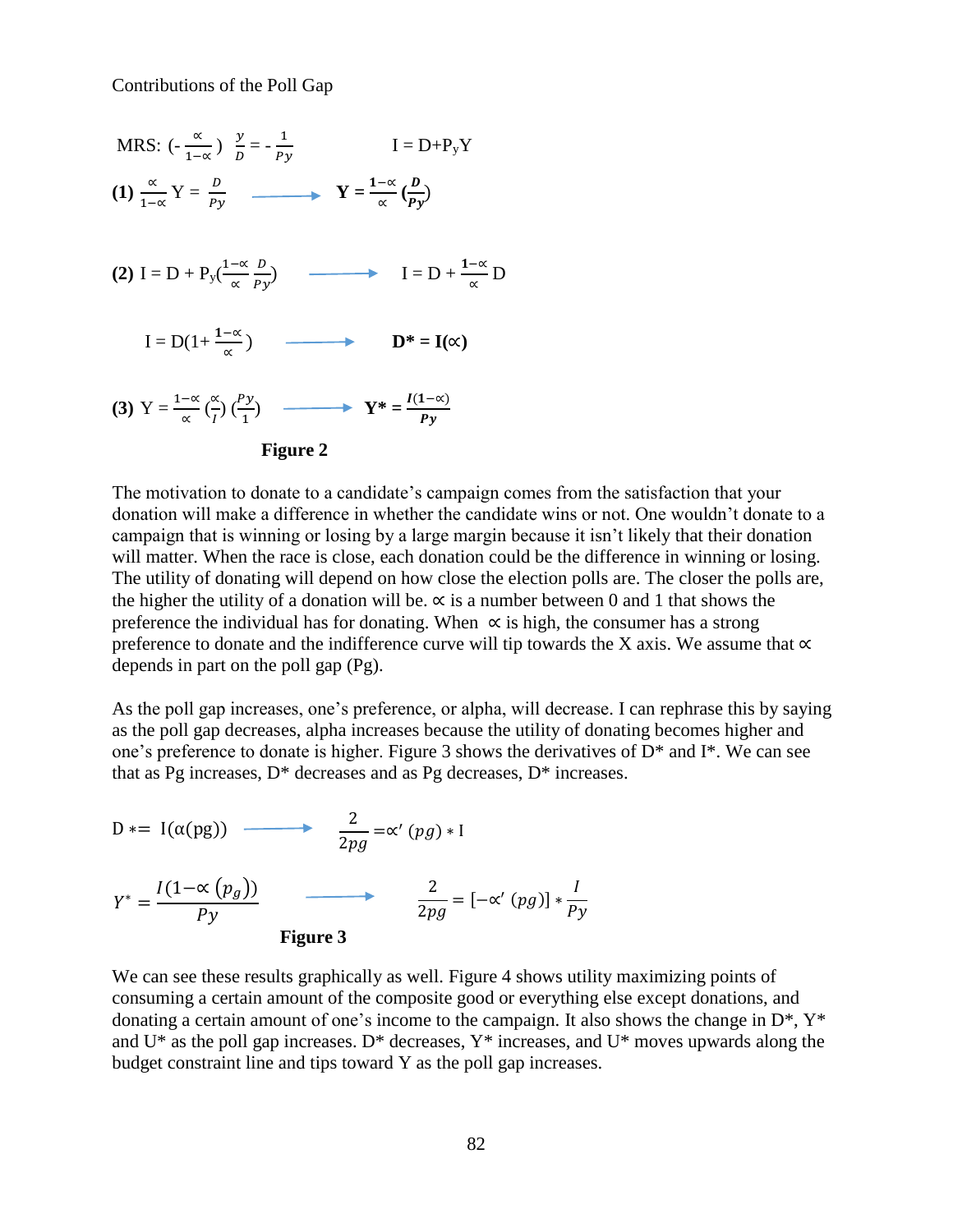Contributions of the Poll Gap

$$\text{MRS: } \left(-\frac{\propto}{1-\propto}\right)\ \frac{y}{D} = -\frac{1}{Py} \qquad\qquad I = D + P_yY$$

$$\textbf{(1)}\ \frac{\propto}{1-\propto} Y = \frac{D}{Py} \longrightarrow \mathbf{Y = \frac{1-\propto}{\propto}\left(\frac{D}{Py}\right)}$$

$$\textbf{(2)}\ I = D + P_y\left(\frac{1-\propto}{\propto}\frac{D}{Py}\right) \longrightarrow I = D + \frac{1-\propto}{\propto} D$$

$$I = D\left(1+\frac{1-\propto}{\propto}\right) \longrightarrow \mathbf{D^* = I(\propto)}$$

$$\textbf{(3)}\ Y = \frac{1-\propto}{\propto}\left(\frac{\propto}{I}\right)\left(\frac{Py}{1}\right) \longrightarrow \mathbf{Y^* = \frac{I(1-\propto)}{Py}}$$

**Figure 2**

The motivation to donate to a candidate's campaign comes from the satisfaction that your donation will make a difference in whether the candidate wins or not. One wouldn't donate to a campaign that is winning or losing by a large margin because it isn't likely that their donation will matter. When the race is close, each donation could be the difference in winning or losing. The utility of donating will depend on how close the election polls are. The closer the polls are, the higher the utility of a donation will be. $\propto$ is a number between 0 and 1 that shows the preference the individual has for donating. When $\propto$ is high, the consumer has a strong preference to donate and the indifference curve will tip towards the X axis. We assume that $\propto$ depends in part on the poll gap (Pg).

As the poll gap increases, one's preference, or alpha, will decrease. I can rephrase this by saying as the poll gap decreases, alpha increases because the utility of donating becomes higher and one's preference to donate is higher. Figure 3 shows the derivatives of D* and I*. We can see that as Pg increases, D* decreases and as Pg decreases, D* increases.

$$D *= I(\alpha(\text{pg})) \longrightarrow \frac{2}{2pg} = \propto'(pg) * \text{I}$$

$$Y^* = \frac{I(1-\propto(p_g))}{Py} \longrightarrow \frac{2}{2pg} = [-\propto'(pg)] * \frac{I}{Py}$$

**Figure 3**

We can see these results graphically as well. Figure 4 shows utility maximizing points of consuming a certain amount of the composite good or everything else except donations, and donating a certain amount of one's income to the campaign. It also shows the change in D*, Y* and U* as the poll gap increases. D* decreases, Y* increases, and U* moves upwards along the budget constraint line and tips toward Y as the poll gap increases.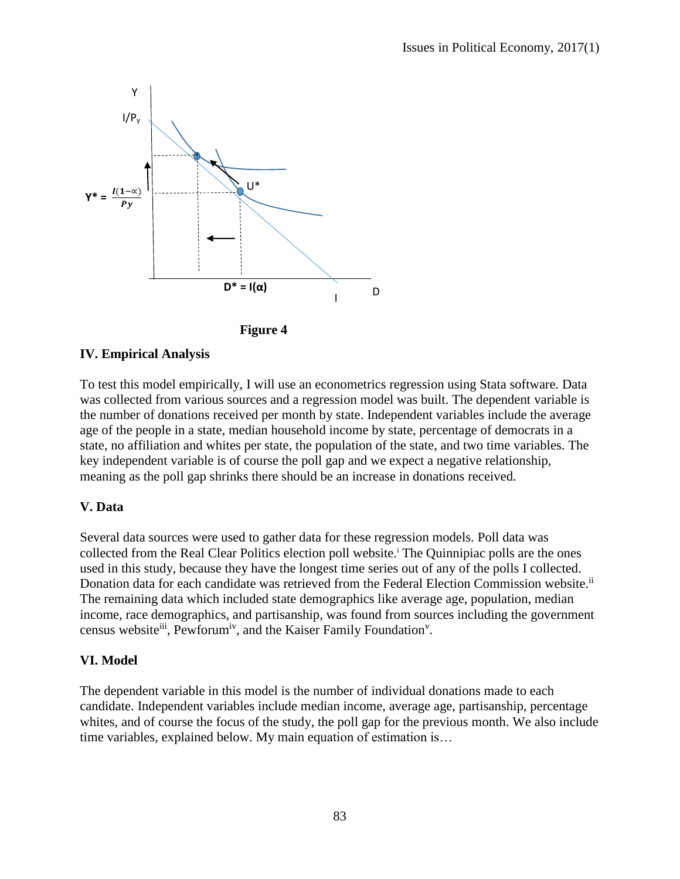**Figure 4**

## IV. Empirical Analysis

To test this model empirically, I will use an econometrics regression using Stata software. Data was collected from various sources and a regression model was built. The dependent variable is the number of donations received per month by state. Independent variables include the average age of the people in a state, median household income by state, percentage of democrats in a state, no affiliation and whites per state, the population of the state, and two time variables. The key independent variable is of course the poll gap and we expect a negative relationship, meaning as the poll gap shrinks there should be an increase in donations received.

## V. Data

Several data sources were used to gather data for these regression models. Poll data was collected from the Real Clear Politics election poll website.[i] The Quinnipiac polls are the ones used in this study, because they have the longest time series out of any of the polls I collected. Donation data for each candidate was retrieved from the Federal Election Commission website.[ii] The remaining data which included state demographics like average age, population, median income, race demographics, and partisanship, was found from sources including the government census website[iii], Pewforum[iv], and the Kaiser Family Foundation[v].

## VI. Model

The dependent variable in this model is the number of individual donations made to each candidate. Independent variables include median income, average age, partisanship, percentage whites, and of course the focus of the study, the poll gap for the previous month. We also include time variables, explained below. My main equation of estimation is…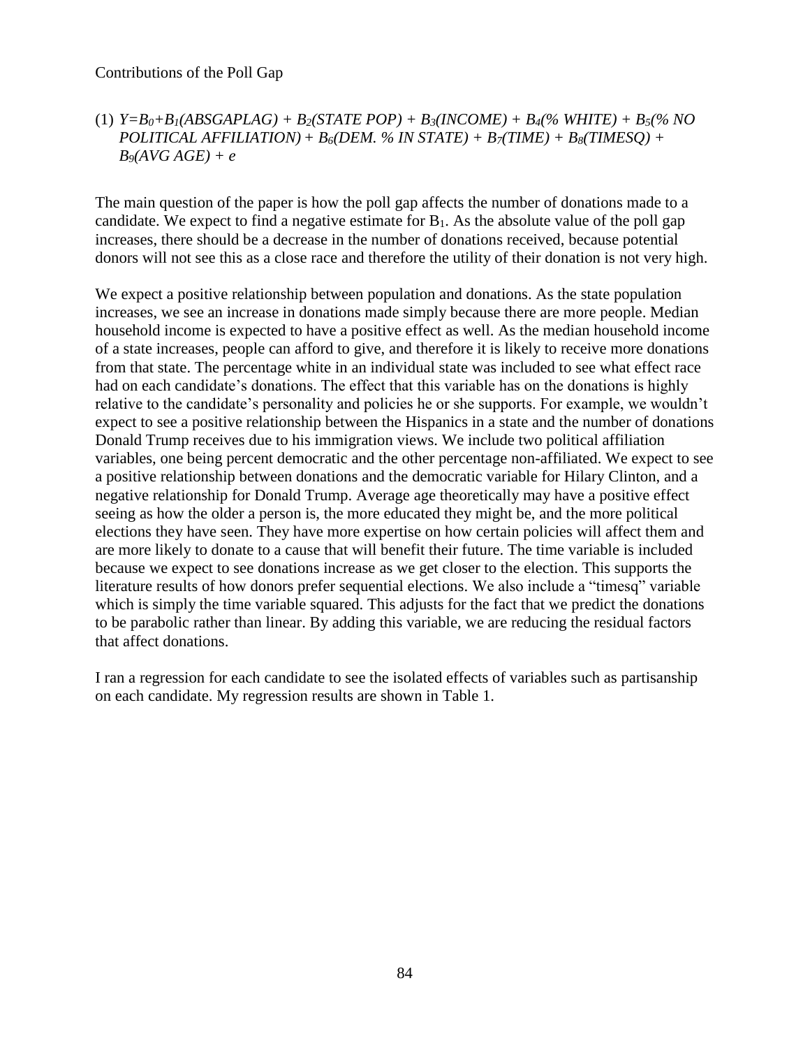Contributions of the Poll Gap

(1) $Y = B_0 + B_1(ABSGAPLAG) + B_2(STATE\ POP) + B_3(INCOME) + B_4(\%\ WHITE) + B_5(\%\ NO\ POLITICAL\ AFFILIATION) + B_6(DEM.\ \%\ IN\ STATE) + B_7(TIME) + B_8(TIMESQ) + B_9(AVG\ AGE) + e$

The main question of the paper is how the poll gap affects the number of donations made to a candidate. We expect to find a negative estimate for $B_1$. As the absolute value of the poll gap increases, there should be a decrease in the number of donations received, because potential donors will not see this as a close race and therefore the utility of their donation is not very high.

We expect a positive relationship between population and donations. As the state population increases, we see an increase in donations made simply because there are more people. Median household income is expected to have a positive effect as well. As the median household income of a state increases, people can afford to give, and therefore it is likely to receive more donations from that state. The percentage white in an individual state was included to see what effect race had on each candidate's donations. The effect that this variable has on the donations is highly relative to the candidate's personality and policies he or she supports. For example, we wouldn't expect to see a positive relationship between the Hispanics in a state and the number of donations Donald Trump receives due to his immigration views. We include two political affiliation variables, one being percent democratic and the other percentage non-affiliated. We expect to see a positive relationship between donations and the democratic variable for Hilary Clinton, and a negative relationship for Donald Trump. Average age theoretically may have a positive effect seeing as how the older a person is, the more educated they might be, and the more political elections they have seen. They have more expertise on how certain policies will affect them and are more likely to donate to a cause that will benefit their future. The time variable is included because we expect to see donations increase as we get closer to the election. This supports the literature results of how donors prefer sequential elections. We also include a "timesq" variable which is simply the time variable squared. This adjusts for the fact that we predict the donations to be parabolic rather than linear. By adding this variable, we are reducing the residual factors that affect donations.

I ran a regression for each candidate to see the isolated effects of variables such as partisanship on each candidate. My regression results are shown in Table 1.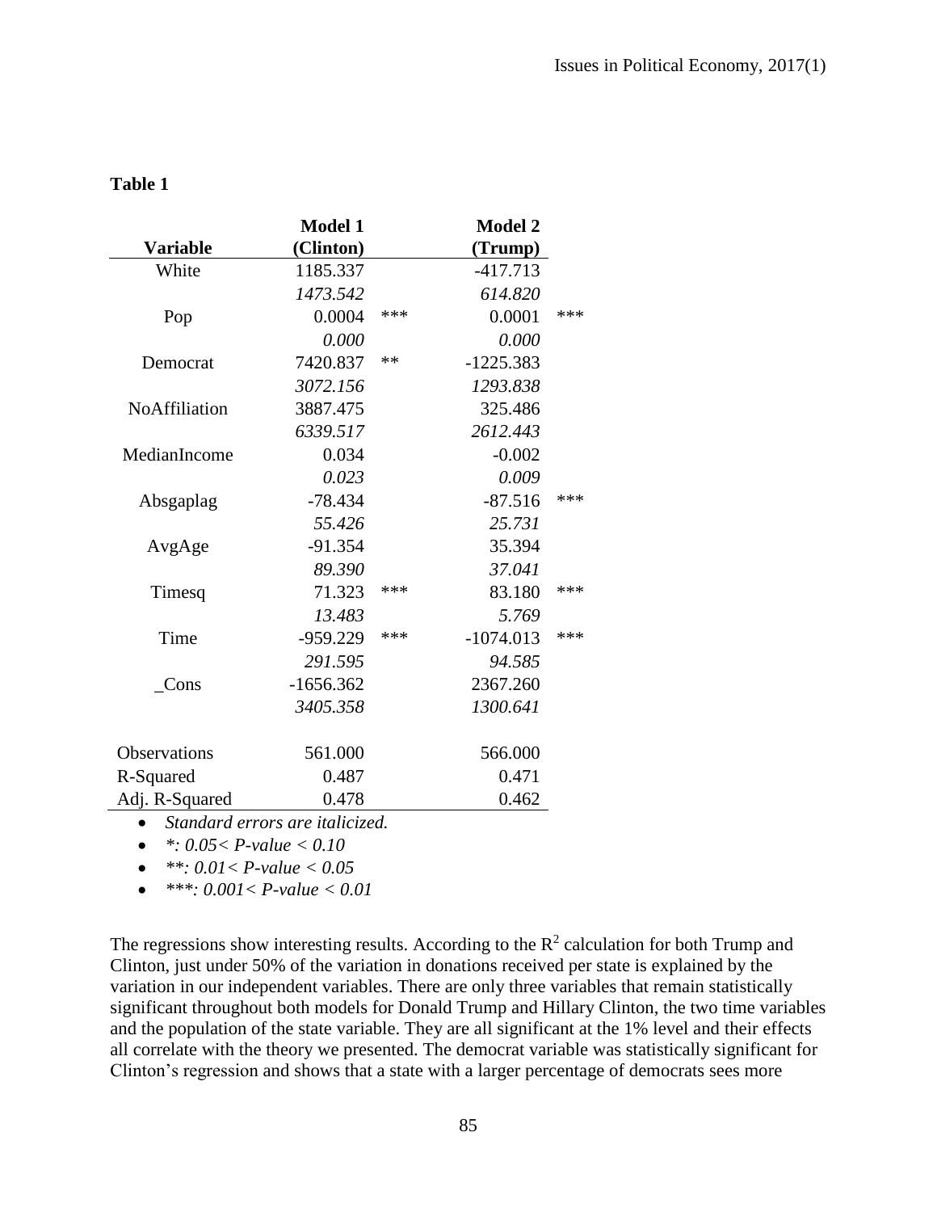**Table 1**

| Variable | Model 1 (Clinton) | | Model 2 (Trump) | |
|---|---|---|---|---|
| White | 1185.337 | | -417.713 | |
| | *1473.542* | | *614.820* | |
| Pop | 0.0004 | *** | 0.0001 | *** |
| | *0.000* | | *0.000* | |
| Democrat | 7420.837 | ** | -1225.383 | |
| | *3072.156* | | *1293.838* | |
| NoAffiliation | 3887.475 | | 325.486 | |
| | *6339.517* | | *2612.443* | |
| MedianIncome | 0.034 | | -0.002 | |
| | *0.023* | | *0.009* | |
| Absgaplag | -78.434 | | -87.516 | *** |
| | *55.426* | | *25.731* | |
| AvgAge | -91.354 | | 35.394 | |
| | *89.390* | | *37.041* | |
| Timesq | 71.323 | *** | 83.180 | *** |
| | *13.483* | | *5.769* | |
| Time | -959.229 | *** | -1074.013 | *** |
| | *291.595* | | *94.585* | |
| _Cons | -1656.362 | | 2367.260 | |
| | *3405.358* | | *1300.641* | |
| Observations | 561.000 | | 566.000 | |
| R-Squared | 0.487 | | 0.471 | |
| Adj. R-Squared | 0.478 | | 0.462 | |

- *Standard errors are italicized.*
- *\*: 0.05< P-value < 0.10*
- *\*\*: 0.01< P-value < 0.05*
- *\*\*\*: 0.001< P-value < 0.01*

The regressions show interesting results. According to the $R^2$ calculation for both Trump and Clinton, just under 50% of the variation in donations received per state is explained by the variation in our independent variables. There are only three variables that remain statistically significant throughout both models for Donald Trump and Hillary Clinton, the two time variables and the population of the state variable. They are all significant at the 1% level and their effects all correlate with the theory we presented. The democrat variable was statistically significant for Clinton's regression and shows that a state with a larger percentage of democrats sees more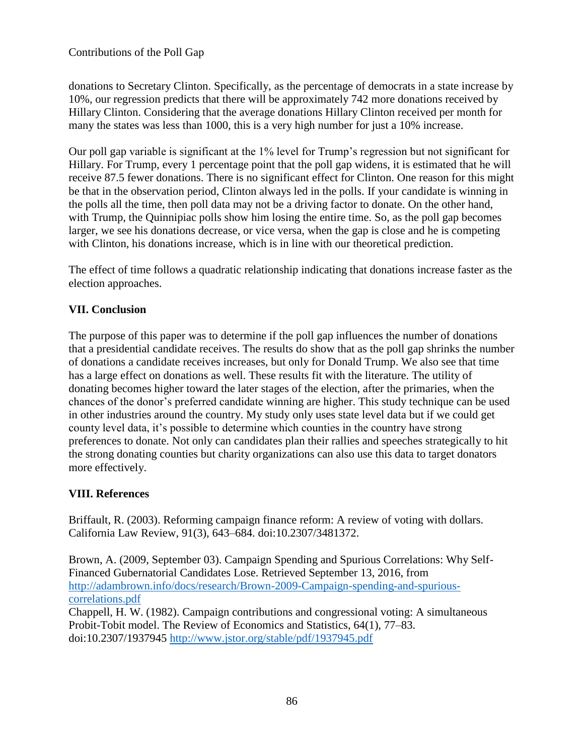donations to Secretary Clinton. Specifically, as the percentage of democrats in a state increase by 10%, our regression predicts that there will be approximately 742 more donations received by Hillary Clinton. Considering that the average donations Hillary Clinton received per month for many the states was less than 1000, this is a very high number for just a 10% increase.

Our poll gap variable is significant at the 1% level for Trump's regression but not significant for Hillary. For Trump, every 1 percentage point that the poll gap widens, it is estimated that he will receive 87.5 fewer donations. There is no significant effect for Clinton. One reason for this might be that in the observation period, Clinton always led in the polls. If your candidate is winning in the polls all the time, then poll data may not be a driving factor to donate. On the other hand, with Trump, the Quinnipiac polls show him losing the entire time. So, as the poll gap becomes larger, we see his donations decrease, or vice versa, when the gap is close and he is competing with Clinton, his donations increase, which is in line with our theoretical prediction.

The effect of time follows a quadratic relationship indicating that donations increase faster as the election approaches.

## VII. Conclusion

The purpose of this paper was to determine if the poll gap influences the number of donations that a presidential candidate receives. The results do show that as the poll gap shrinks the number of donations a candidate receives increases, but only for Donald Trump. We also see that time has a large effect on donations as well. These results fit with the literature. The utility of donating becomes higher toward the later stages of the election, after the primaries, when the chances of the donor's preferred candidate winning are higher. This study technique can be used in other industries around the country. My study only uses state level data but if we could get county level data, it's possible to determine which counties in the country have strong preferences to donate. Not only can candidates plan their rallies and speeches strategically to hit the strong donating counties but charity organizations can also use this data to target donators more effectively.

## VIII. References

Briffault, R. (2003). Reforming campaign finance reform: A review of voting with dollars. California Law Review, 91(3), 643–684. doi:10.2307/3481372.

Brown, A. (2009, September 03). Campaign Spending and Spurious Correlations: Why Self-Financed Gubernatorial Candidates Lose. Retrieved September 13, 2016, from http://adambrown.info/docs/research/Brown-2009-Campaign-spending-and-spurious-correlations.pdf

Chappell, H. W. (1982). Campaign contributions and congressional voting: A simultaneous Probit-Tobit model. The Review of Economics and Statistics, 64(1), 77–83. doi:10.2307/1937945 http://www.jstor.org/stable/pdf/1937945.pdf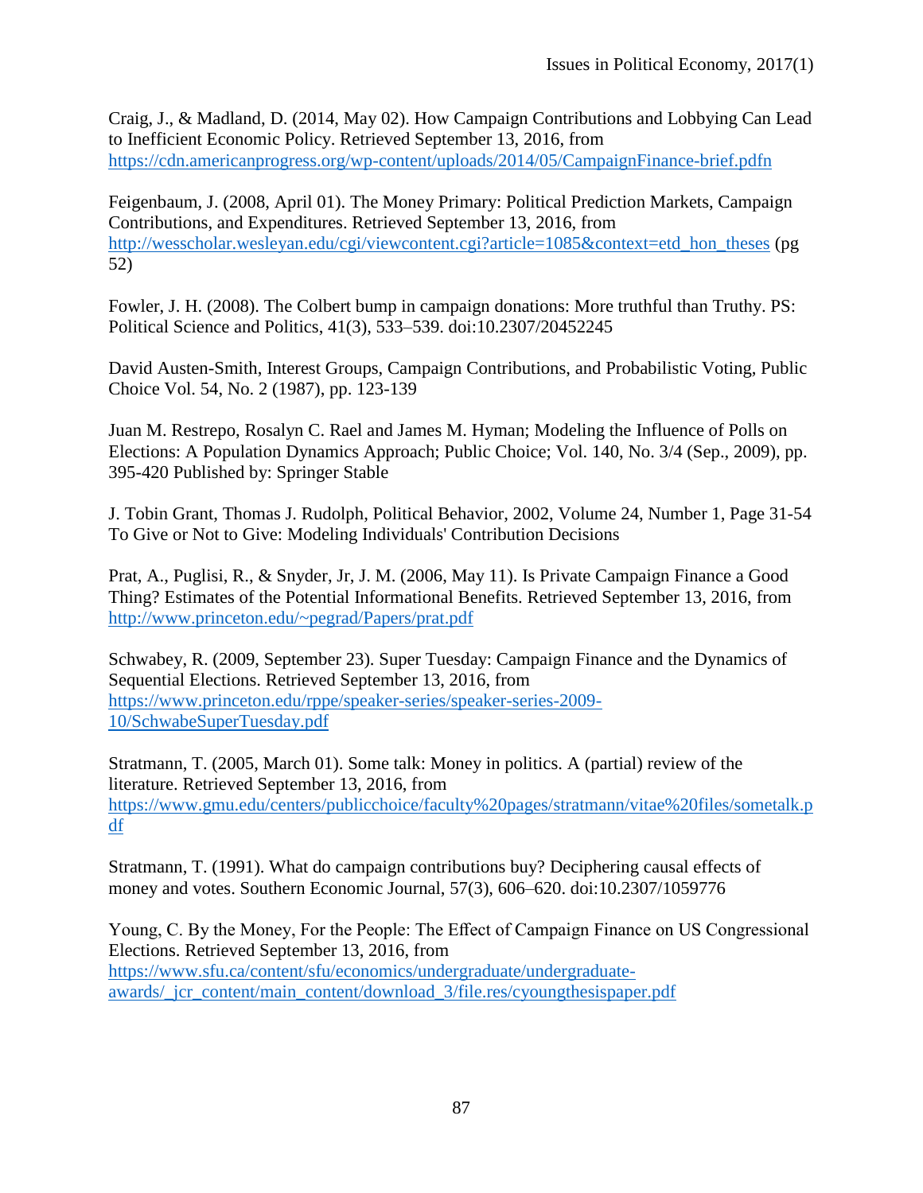Craig, J., & Madland, D. (2014, May 02). How Campaign Contributions and Lobbying Can Lead to Inefficient Economic Policy. Retrieved September 13, 2016, from https://cdn.americanprogress.org/wp-content/uploads/2014/05/CampaignFinance-brief.pdfn

Feigenbaum, J. (2008, April 01). The Money Primary: Political Prediction Markets, Campaign Contributions, and Expenditures. Retrieved September 13, 2016, from http://wesscholar.wesleyan.edu/cgi/viewcontent.cgi?article=1085&context=etd_hon_theses (pg 52)

Fowler, J. H. (2008). The Colbert bump in campaign donations: More truthful than Truthy. PS: Political Science and Politics, 41(3), 533–539. doi:10.2307/20452245

David Austen-Smith, Interest Groups, Campaign Contributions, and Probabilistic Voting, Public Choice Vol. 54, No. 2 (1987), pp. 123-139

Juan M. Restrepo, Rosalyn C. Rael and James M. Hyman; Modeling the Influence of Polls on Elections: A Population Dynamics Approach; Public Choice; Vol. 140, No. 3/4 (Sep., 2009), pp. 395-420 Published by: Springer Stable

J. Tobin Grant, Thomas J. Rudolph, Political Behavior, 2002, Volume 24, Number 1, Page 31-54 To Give or Not to Give: Modeling Individuals' Contribution Decisions

Prat, A., Puglisi, R., & Snyder, Jr, J. M. (2006, May 11). Is Private Campaign Finance a Good Thing? Estimates of the Potential Informational Benefits. Retrieved September 13, 2016, from http://www.princeton.edu/~pegrad/Papers/prat.pdf

Schwabey, R. (2009, September 23). Super Tuesday: Campaign Finance and the Dynamics of Sequential Elections. Retrieved September 13, 2016, from https://www.princeton.edu/rppe/speaker-series/speaker-series-2009-10/SchwabeSuperTuesday.pdf

Stratmann, T. (2005, March 01). Some talk: Money in politics. A (partial) review of the literature. Retrieved September 13, 2016, from https://www.gmu.edu/centers/publicchoice/faculty%20pages/stratmann/vitae%20files/sometalk.pdf

Stratmann, T. (1991). What do campaign contributions buy? Deciphering causal effects of money and votes. Southern Economic Journal, 57(3), 606–620. doi:10.2307/1059776

Young, C. By the Money, For the People: The Effect of Campaign Finance on US Congressional Elections. Retrieved September 13, 2016, from https://www.sfu.ca/content/sfu/economics/undergraduate/undergraduate-awards/_jcr_content/main_content/download_3/file.res/cyoungthesispaper.pdf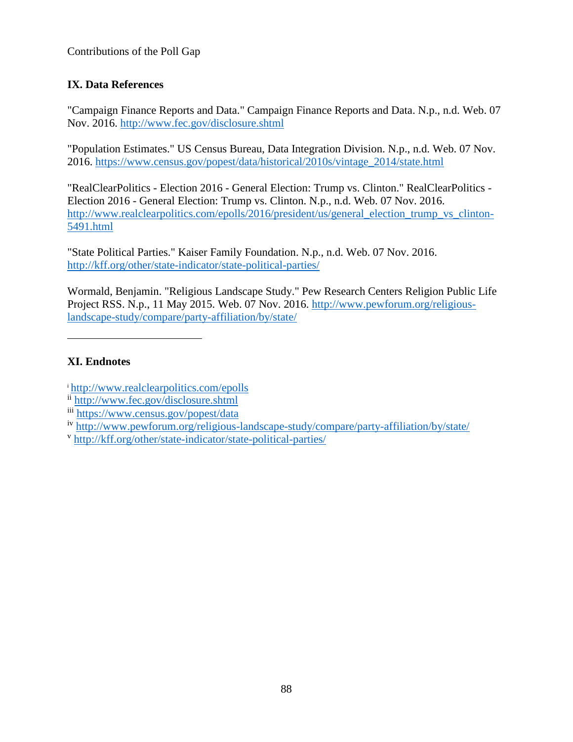## IX. Data References

"Campaign Finance Reports and Data." Campaign Finance Reports and Data. N.p., n.d. Web. 07 Nov. 2016. http://www.fec.gov/disclosure.shtml

"Population Estimates." US Census Bureau, Data Integration Division. N.p., n.d. Web. 07 Nov. 2016. https://www.census.gov/popest/data/historical/2010s/vintage_2014/state.html

"RealClearPolitics - Election 2016 - General Election: Trump vs. Clinton." RealClearPolitics - Election 2016 - General Election: Trump vs. Clinton. N.p., n.d. Web. 07 Nov. 2016. http://www.realclearpolitics.com/epolls/2016/president/us/general_election_trump_vs_clinton-5491.html

"State Political Parties." Kaiser Family Foundation. N.p., n.d. Web. 07 Nov. 2016. http://kff.org/other/state-indicator/state-political-parties/

Wormald, Benjamin. "Religious Landscape Study." Pew Research Centers Religion Public Life Project RSS. N.p., 11 May 2015. Web. 07 Nov. 2016. http://www.pewforum.org/religious-landscape-study/compare/party-affiliation/by/state/

---

## XI. Endnotes

[i] http://www.realclearpolitics.com/epolls
[ii] http://www.fec.gov/disclosure.shtml
[iii] https://www.census.gov/popest/data
[iv] http://www.pewforum.org/religious-landscape-study/compare/party-affiliation/by/state/
[v] http://kff.org/other/state-indicator/state-political-parties/